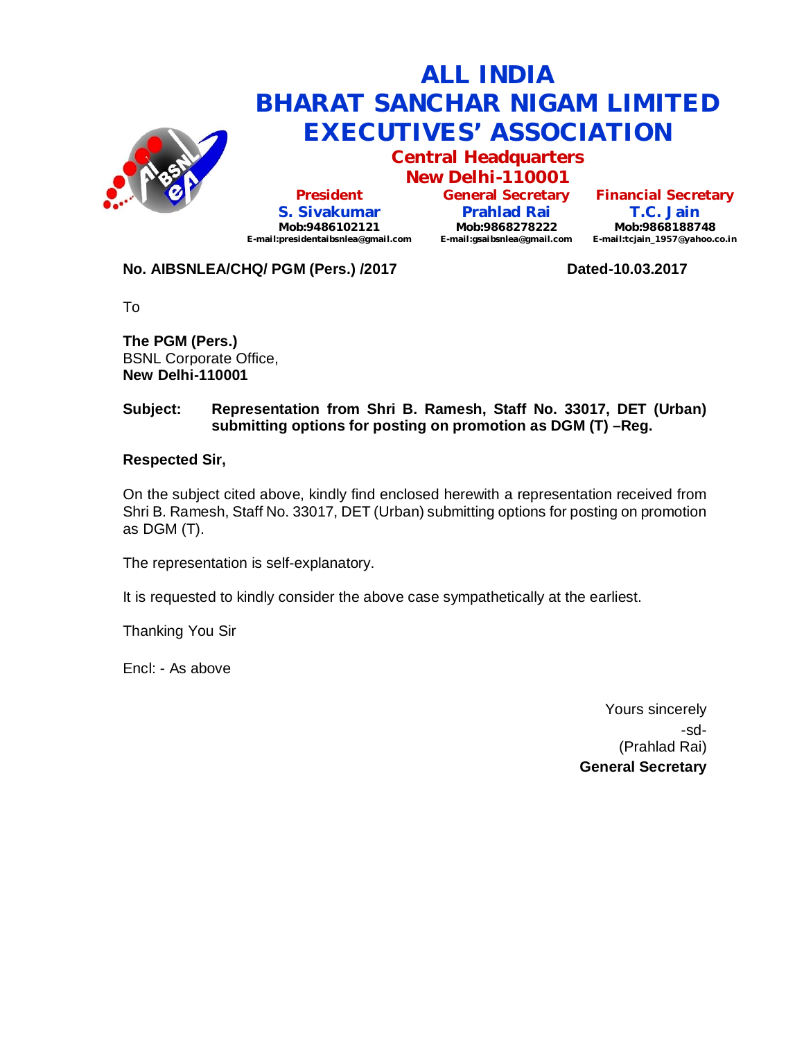# ALL INDIA BHARAT SANCHAR NIGAM LIMITED EXECUTIVES' ASSOCIATION

## Central Headquarters
## New Delhi-110001

| President | General Secretary | Financial Secretary |
|---|---|---|
| **S. Sivakumar** | **Prahlad Rai** | **T.C. Jain** |
| Mob:9486102121 | Mob:9868278222 | Mob:9868188748 |
| E-mail:presidentaibsnlea@gmail.com | E-mail:gsaibsnlea@gmail.com | E-mail:tcjain_1957@yahoo.co.in |

**No. AIBSNLEA/CHQ/ PGM (Pers.) /2017** **Dated-10.03.2017**

To

**The PGM (Pers.)**
BSNL Corporate Office,
**New Delhi-110001**

**Subject: Representation from Shri B. Ramesh, Staff No. 33017, DET (Urban) submitting options for posting on promotion as DGM (T) –Reg.**

**Respected Sir,**

On the subject cited above, kindly find enclosed herewith a representation received from Shri B. Ramesh, Staff No. 33017, DET (Urban) submitting options for posting on promotion as DGM (T).

The representation is self-explanatory.

It is requested to kindly consider the above case sympathetically at the earliest.

Thanking You Sir

Encl: - As above

Yours sincerely
-sd-
(Prahlad Rai)
**General Secretary**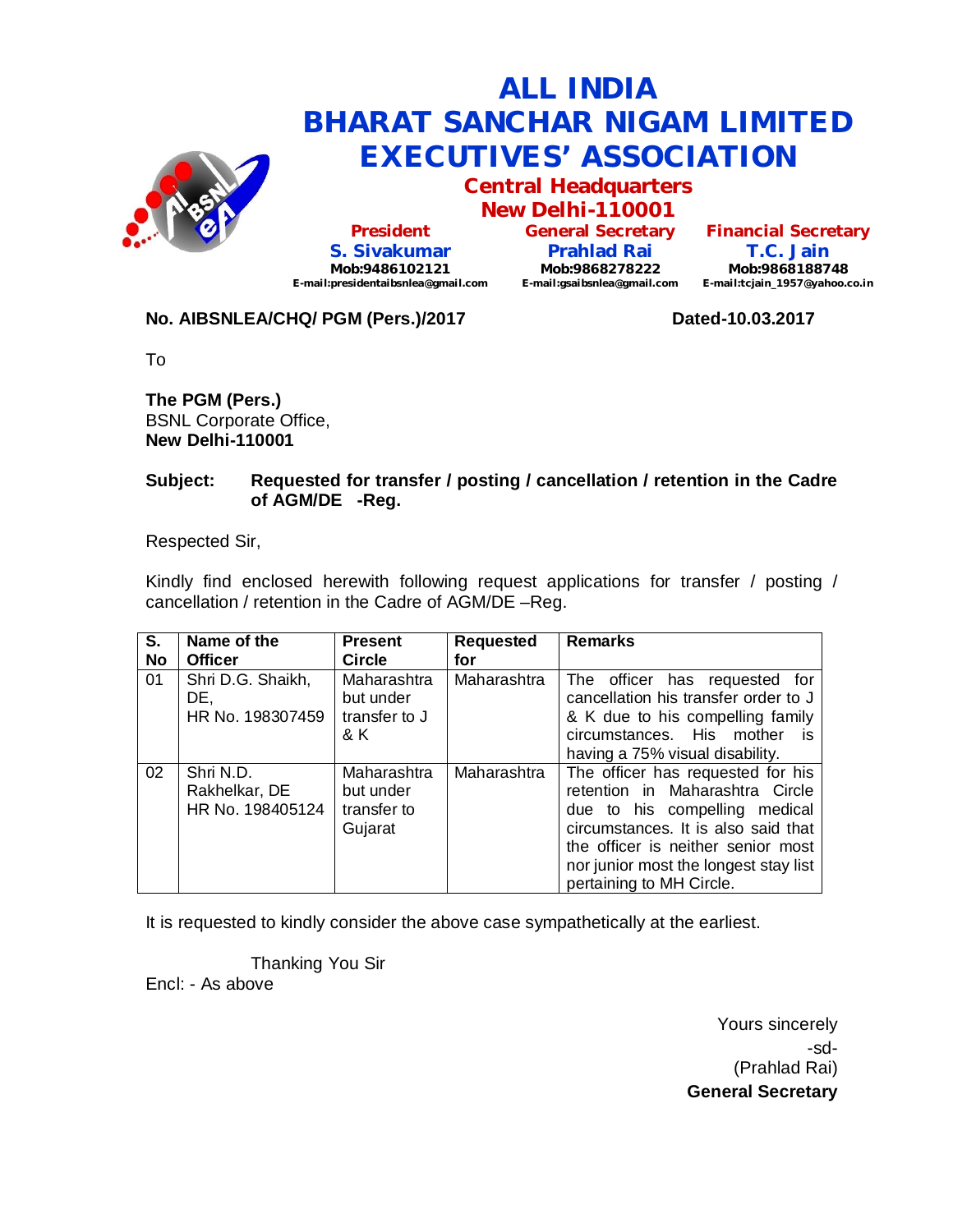# ALL INDIA BHARAT SANCHAR NIGAM LIMITED EXECUTIVES' ASSOCIATION

## Central Headquarters
## New Delhi-110001

| President | General Secretary | Financial Secretary |
|---|---|---|
| S. Sivakumar | Prahlad Rai | T.C. Jain |
| Mob:9486102121 | Mob:9868278222 | Mob:9868188748 |
| E-mail:presidentaibsnlea@gmail.com | E-mail:gsaibsnlea@gmail.com | E-mail:tcjain_1957@yahoo.co.in |

**No. AIBSNLEA/CHQ/ PGM (Pers.)/2017** **Dated-10.03.2017**

To

**The PGM (Pers.)**
BSNL Corporate Office,
**New Delhi-110001**

**Subject: Requested for transfer / posting / cancellation / retention in the Cadre of AGM/DE -Reg.**

Respected Sir,

Kindly find enclosed herewith following request applications for transfer / posting / cancellation / retention in the Cadre of AGM/DE –Reg.

| S. No | Name of the Officer | Present Circle | Requested for | Remarks |
|---|---|---|---|---|
| 01 | Shri D.G. Shaikh, DE, HR No. 198307459 | Maharashtra but under transfer to J & K | Maharashtra | The officer has requested for cancellation his transfer order to J & K due to his compelling family circumstances. His mother is having a 75% visual disability. |
| 02 | Shri N.D. Rakhelkar, DE HR No. 198405124 | Maharashtra but under transfer to Gujarat | Maharashtra | The officer has requested for his retention in Maharashtra Circle due to his compelling medical circumstances. It is also said that the officer is neither senior most nor junior most the longest stay list pertaining to MH Circle. |

It is requested to kindly consider the above case sympathetically at the earliest.

Thanking You Sir

Encl: - As above

Yours sincerely
-sd-
(Prahlad Rai)
**General Secretary**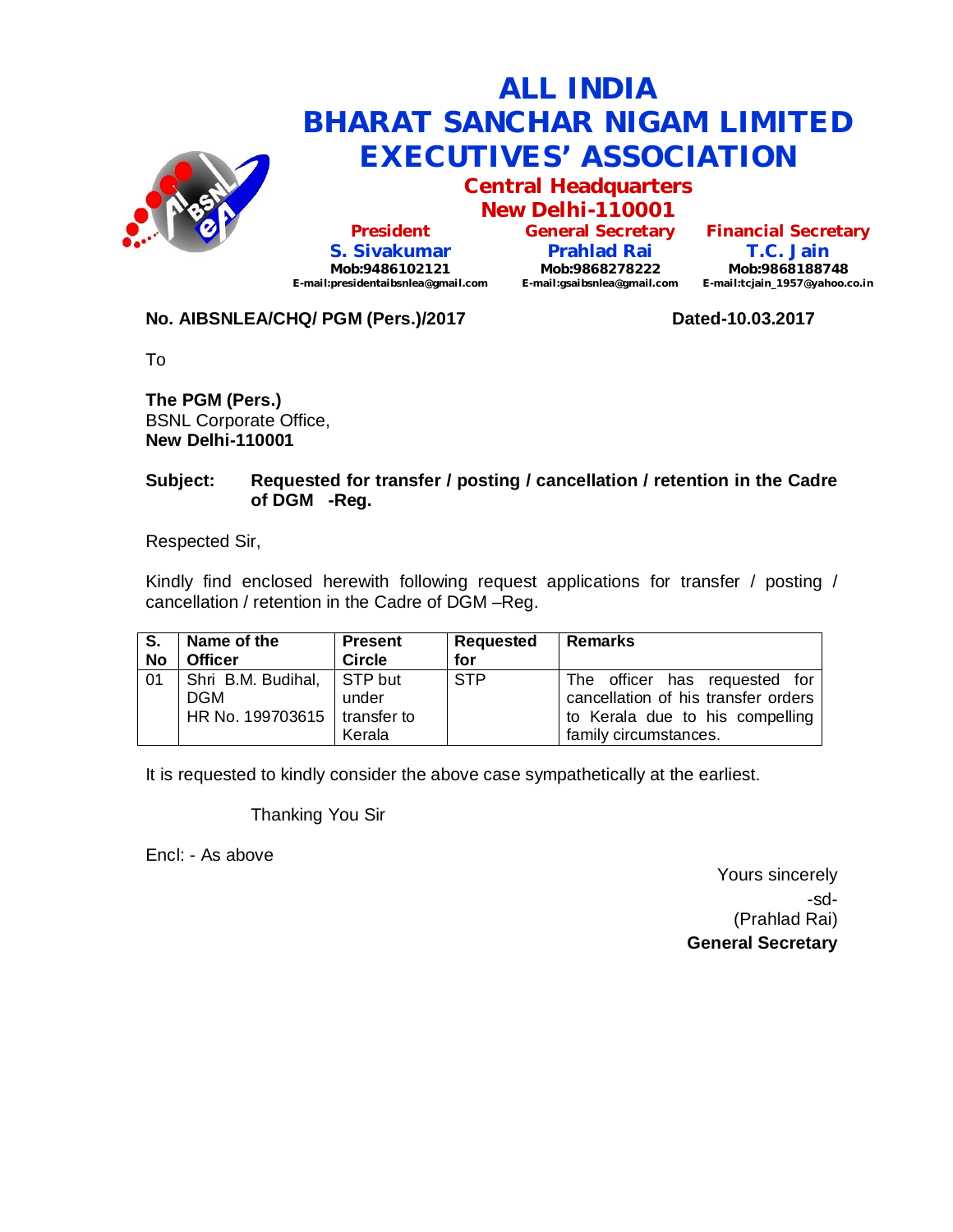# ALL INDIA
# BHARAT SANCHAR NIGAM LIMITED
# EXECUTIVES' ASSOCIATION

## Central Headquarters
## New Delhi-110001

| President | General Secretary | Financial Secretary |
|---|---|---|
| **S. Sivakumar** | **Prahlad Rai** | **T.C. Jain** |
| Mob:9486102121 | Mob:9868278222 | Mob:9868188748 |
| E-mail:presidentaibsnlea@gmail.com | E-mail:gsaibsnlea@gmail.com | E-mail:tcjain_1957@yahoo.co.in |

**No. AIBSNLEA/CHQ/ PGM (Pers.)/2017** **Dated-10.03.2017**

To

**The PGM (Pers.)**
BSNL Corporate Office,
**New Delhi-110001**

**Subject: Requested for transfer / posting / cancellation / retention in the Cadre of DGM -Reg.**

Respected Sir,

Kindly find enclosed herewith following request applications for transfer / posting / cancellation / retention in the Cadre of DGM –Reg.

| S. No | Name of the Officer | Present Circle | Requested for | Remarks |
|---|---|---|---|---|
| 01 | Shri B.M. Budihal, DGM HR No. 199703615 | STP but under transfer to Kerala | STP | The officer has requested for cancellation of his transfer orders to Kerala due to his compelling family circumstances. |

It is requested to kindly consider the above case sympathetically at the earliest.

Thanking You Sir

Encl: - As above

Yours sincerely
-sd-
(Prahlad Rai)
**General Secretary**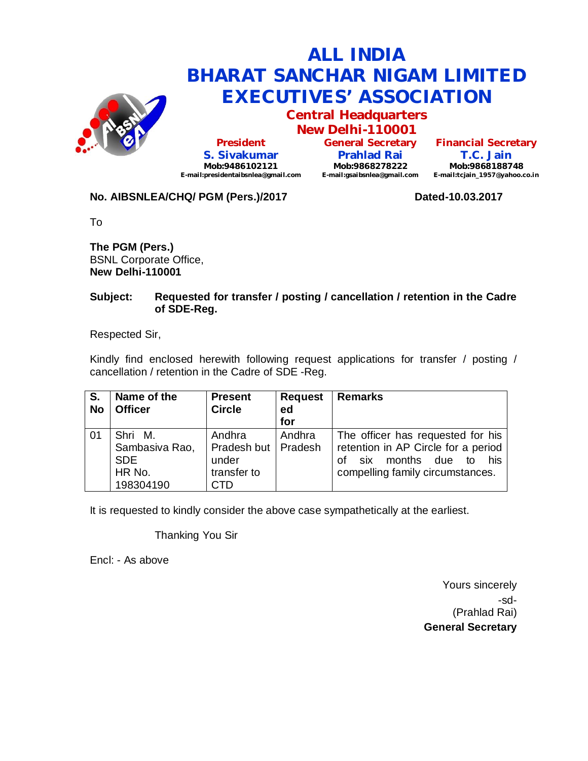# ALL INDIA
# BHARAT SANCHAR NIGAM LIMITED
# EXECUTIVES' ASSOCIATION

## Central Headquarters
## New Delhi-110001

**President**
**S. Sivakumar**
Mob:9486102121
E-mail:presidentaibsnlea@gmail.com

**General Secretary**
**Prahlad Rai**
Mob:9868278222
E-mail:gsaibsnlea@gmail.com

**Financial Secretary**
**T.C. Jain**
Mob:9868188748
E-mail:tcjain_1957@yahoo.co.in

**No. AIBSNLEA/CHQ/ PGM (Pers.)/2017** **Dated-10.03.2017**

To

**The PGM (Pers.)**
BSNL Corporate Office,
**New Delhi-110001**

**Subject: Requested for transfer / posting / cancellation / retention in the Cadre of SDE-Reg.**

Respected Sir,

Kindly find enclosed herewith following request applications for transfer / posting / cancellation / retention in the Cadre of SDE -Reg.

| S. No | Name of the Officer | Present Circle | Requested for | Remarks |
|---|---|---|---|---|
| 01 | Shri M. Sambasiva Rao, SDE HR No. 198304190 | Andhra Pradesh but under transfer to CTD | Andhra Pradesh | The officer has requested for his retention in AP Circle for a period of six months due to his compelling family circumstances. |

It is requested to kindly consider the above case sympathetically at the earliest.

Thanking You Sir

Encl: - As above

Yours sincerely
-sd-
(Prahlad Rai)
**General Secretary**